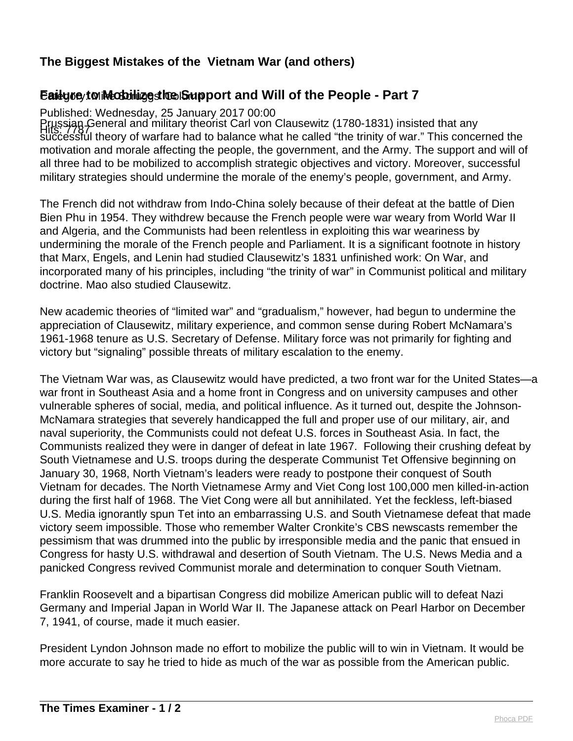# The Biggest Mistakes of the Vietnam War (and others)

## Failure to Mobilize the Support and Will of the People - Part 7

Category: Mike Scruggs Column

Published: Wednesday, 25 January 2017 00:00

Hits: 7787

Prussian General and military theorist Carl von Clausewitz (1780-1831) insisted that any successful theory of warfare had to balance what he called "the trinity of war." This concerned the motivation and morale affecting the people, the government, and the Army. The support and will of all three had to be mobilized to accomplish strategic objectives and victory. Moreover, successful military strategies should undermine the morale of the enemy's people, government, and Army.

The French did not withdraw from Indo-China solely because of their defeat at the battle of Dien Bien Phu in 1954. They withdrew because the French people were war weary from World War II and Algeria, and the Communists had been relentless in exploiting this war weariness by undermining the morale of the French people and Parliament. It is a significant footnote in history that Marx, Engels, and Lenin had studied Clausewitz's 1831 unfinished work: On War, and incorporated many of his principles, including "the trinity of war" in Communist political and military doctrine. Mao also studied Clausewitz.

New academic theories of "limited war" and "gradualism," however, had begun to undermine the appreciation of Clausewitz, military experience, and common sense during Robert McNamara's 1961-1968 tenure as U.S. Secretary of Defense. Military force was not primarily for fighting and victory but "signaling" possible threats of military escalation to the enemy.

The Vietnam War was, as Clausewitz would have predicted, a two front war for the United States—a war front in Southeast Asia and a home front in Congress and on university campuses and other vulnerable spheres of social, media, and political influence. As it turned out, despite the Johnson-McNamara strategies that severely handicapped the full and proper use of our military, air, and naval superiority, the Communists could not defeat U.S. forces in Southeast Asia. In fact, the Communists realized they were in danger of defeat in late 1967. Following their crushing defeat by South Vietnamese and U.S. troops during the desperate Communist Tet Offensive beginning on January 30, 1968, North Vietnam's leaders were ready to postpone their conquest of South Vietnam for decades. The North Vietnamese Army and Viet Cong lost 100,000 men killed-in-action during the first half of 1968. The Viet Cong were all but annihilated. Yet the feckless, left-biased U.S. Media ignorantly spun Tet into an embarrassing U.S. and South Vietnamese defeat that made victory seem impossible. Those who remember Walter Cronkite's CBS newscasts remember the pessimism that was drummed into the public by irresponsible media and the panic that ensued in Congress for hasty U.S. withdrawal and desertion of South Vietnam. The U.S. News Media and a panicked Congress revived Communist morale and determination to conquer South Vietnam.

Franklin Roosevelt and a bipartisan Congress did mobilize American public will to defeat Nazi Germany and Imperial Japan in World War II. The Japanese attack on Pearl Harbor on December 7, 1941, of course, made it much easier.

President Lyndon Johnson made no effort to mobilize the public will to win in Vietnam. It would be more accurate to say he tried to hide as much of the war as possible from the American public.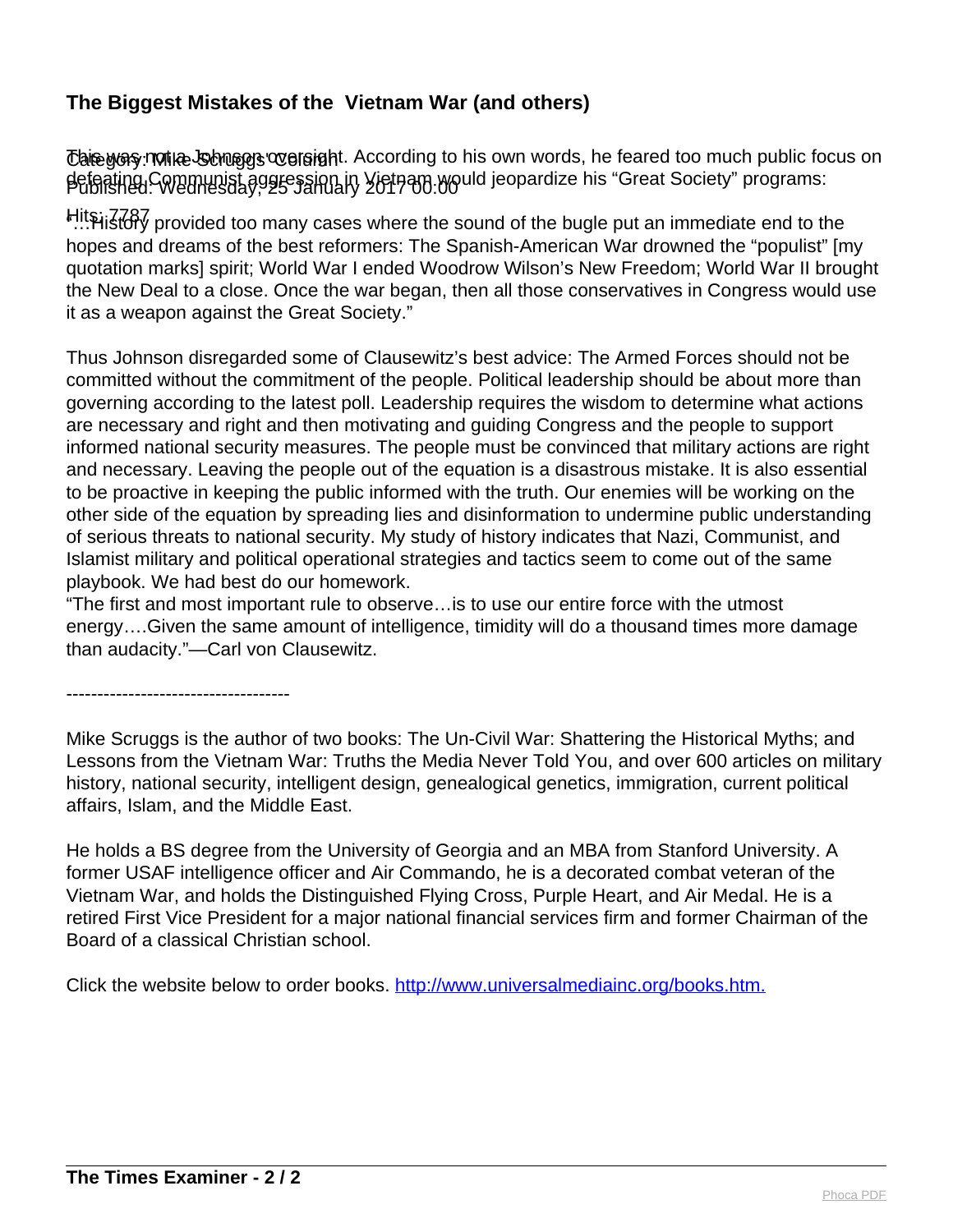## The Biggest Mistakes of the Vietnam War (and others)

Category: Mike Scruggs' Column
Published: Wednesday, 25 January 2017 00:00
Hits: 7787

This was not a Johnson oversight. According to his own words, he feared too much public focus on defeating Communist aggression in Vietnam would jeopardize his "Great Society" programs:

"…History provided too many cases where the sound of the bugle put an immediate end to the hopes and dreams of the best reformers: The Spanish-American War drowned the "populist" [my quotation marks] spirit; World War I ended Woodrow Wilson's New Freedom; World War II brought the New Deal to a close. Once the war began, then all those conservatives in Congress would use it as a weapon against the Great Society."

Thus Johnson disregarded some of Clausewitz's best advice: The Armed Forces should not be committed without the commitment of the people. Political leadership should be about more than governing according to the latest poll. Leadership requires the wisdom to determine what actions are necessary and right and then motivating and guiding Congress and the people to support informed national security measures. The people must be convinced that military actions are right and necessary. Leaving the people out of the equation is a disastrous mistake. It is also essential to be proactive in keeping the public informed with the truth. Our enemies will be working on the other side of the equation by spreading lies and disinformation to undermine public understanding of serious threats to national security. My study of history indicates that Nazi, Communist, and Islamist military and political operational strategies and tactics seem to come out of the same playbook. We had best do our homework.

"The first and most important rule to observe…is to use our entire force with the utmost energy….Given the same amount of intelligence, timidity will do a thousand times more damage than audacity."—Carl von Clausewitz.

------------------------------------

Mike Scruggs is the author of two books: The Un-Civil War: Shattering the Historical Myths; and Lessons from the Vietnam War: Truths the Media Never Told You, and over 600 articles on military history, national security, intelligent design, genealogical genetics, immigration, current political affairs, Islam, and the Middle East.

He holds a BS degree from the University of Georgia and an MBA from Stanford University. A former USAF intelligence officer and Air Commando, he is a decorated combat veteran of the Vietnam War, and holds the Distinguished Flying Cross, Purple Heart, and Air Medal. He is a retired First Vice President for a major national financial services firm and former Chairman of the Board of a classical Christian school.

Click the website below to order books. [http://www.universalmediainc.org/books.htm.](http://www.universalmediainc.org/books.htm)